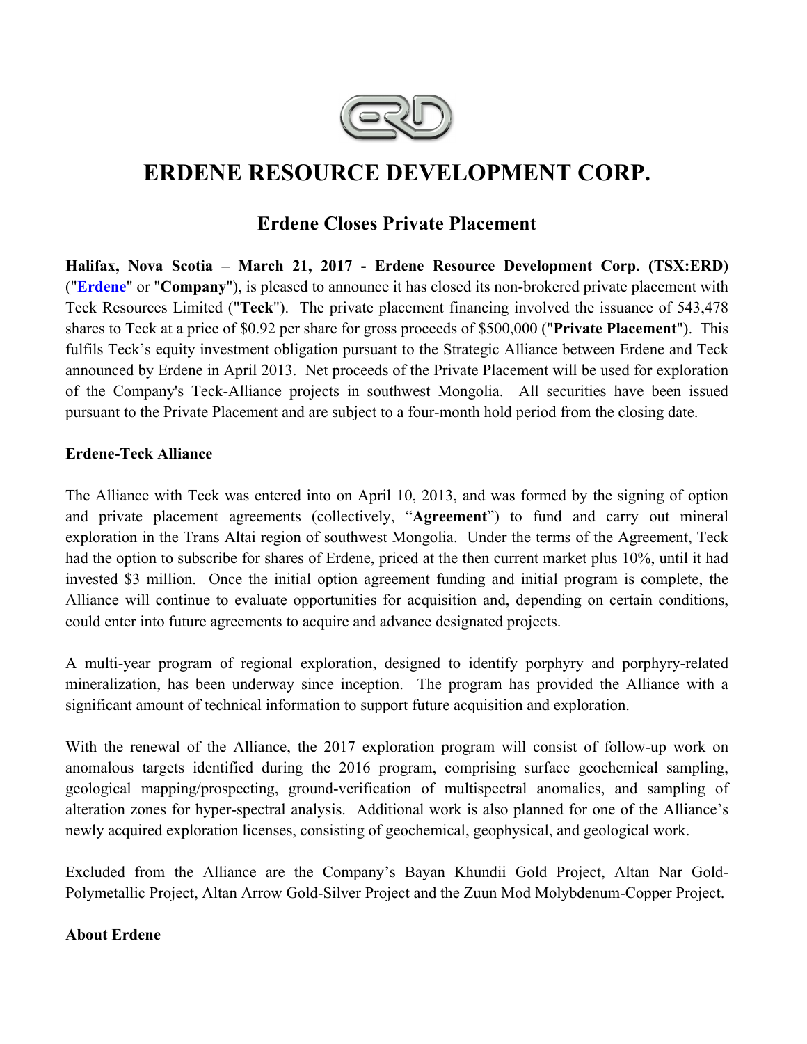# ERDENE RESOURCE DEVELOPMENT CORP.

## Erdene Closes Private Placement

**Halifax, Nova Scotia – March 21, 2017 - Erdene Resource Development Corp. (TSX:ERD)** ("**Erdene**" or "**Company**"), is pleased to announce it has closed its non-brokered private placement with Teck Resources Limited ("**Teck**"). The private placement financing involved the issuance of 543,478 shares to Teck at a price of $0.92 per share for gross proceeds of $500,000 ("**Private Placement**"). This fulfils Teck's equity investment obligation pursuant to the Strategic Alliance between Erdene and Teck announced by Erdene in April 2013. Net proceeds of the Private Placement will be used for exploration of the Company's Teck-Alliance projects in southwest Mongolia. All securities have been issued pursuant to the Private Placement and are subject to a four-month hold period from the closing date.

**Erdene-Teck Alliance**

The Alliance with Teck was entered into on April 10, 2013, and was formed by the signing of option and private placement agreements (collectively, "**Agreement**") to fund and carry out mineral exploration in the Trans Altai region of southwest Mongolia. Under the terms of the Agreement, Teck had the option to subscribe for shares of Erdene, priced at the then current market plus 10%, until it had invested $3 million. Once the initial option agreement funding and initial program is complete, the Alliance will continue to evaluate opportunities for acquisition and, depending on certain conditions, could enter into future agreements to acquire and advance designated projects.

A multi-year program of regional exploration, designed to identify porphyry and porphyry-related mineralization, has been underway since inception. The program has provided the Alliance with a significant amount of technical information to support future acquisition and exploration.

With the renewal of the Alliance, the 2017 exploration program will consist of follow-up work on anomalous targets identified during the 2016 program, comprising surface geochemical sampling, geological mapping/prospecting, ground-verification of multispectral anomalies, and sampling of alteration zones for hyper-spectral analysis. Additional work is also planned for one of the Alliance's newly acquired exploration licenses, consisting of geochemical, geophysical, and geological work.

Excluded from the Alliance are the Company's Bayan Khundii Gold Project, Altan Nar Gold-Polymetallic Project, Altan Arrow Gold-Silver Project and the Zuun Mod Molybdenum-Copper Project.

**About Erdene**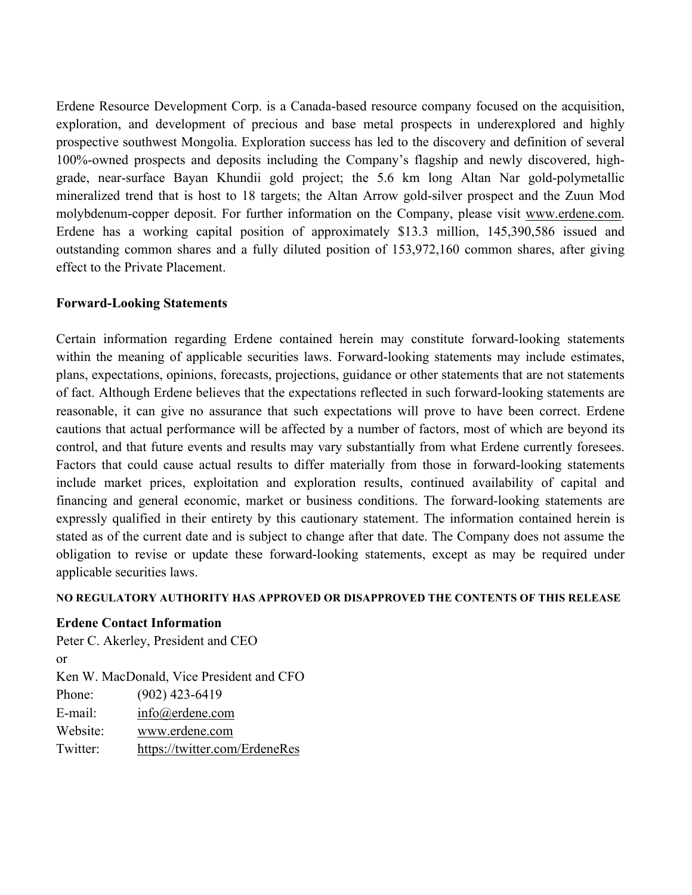Erdene Resource Development Corp. is a Canada-based resource company focused on the acquisition, exploration, and development of precious and base metal prospects in underexplored and highly prospective southwest Mongolia. Exploration success has led to the discovery and definition of several 100%-owned prospects and deposits including the Company's flagship and newly discovered, high-grade, near-surface Bayan Khundii gold project; the 5.6 km long Altan Nar gold-polymetallic mineralized trend that is host to 18 targets; the Altan Arrow gold-silver prospect and the Zuun Mod molybdenum-copper deposit. For further information on the Company, please visit www.erdene.com. Erdene has a working capital position of approximately $13.3 million, 145,390,586 issued and outstanding common shares and a fully diluted position of 153,972,160 common shares, after giving effect to the Private Placement.

## Forward-Looking Statements

Certain information regarding Erdene contained herein may constitute forward-looking statements within the meaning of applicable securities laws. Forward-looking statements may include estimates, plans, expectations, opinions, forecasts, projections, guidance or other statements that are not statements of fact. Although Erdene believes that the expectations reflected in such forward-looking statements are reasonable, it can give no assurance that such expectations will prove to have been correct. Erdene cautions that actual performance will be affected by a number of factors, most of which are beyond its control, and that future events and results may vary substantially from what Erdene currently foresees. Factors that could cause actual results to differ materially from those in forward-looking statements include market prices, exploitation and exploration results, continued availability of capital and financing and general economic, market or business conditions. The forward-looking statements are expressly qualified in their entirety by this cautionary statement. The information contained herein is stated as of the current date and is subject to change after that date. The Company does not assume the obligation to revise or update these forward-looking statements, except as may be required under applicable securities laws.

**NO REGULATORY AUTHORITY HAS APPROVED OR DISAPPROVED THE CONTENTS OF THIS RELEASE**

**Erdene Contact Information**

Peter C. Akerley, President and CEO
or
Ken W. MacDonald, Vice President and CFO

Phone: (902) 423-6419
E-mail: info@erdene.com
Website: www.erdene.com
Twitter: https://twitter.com/ErdeneRes